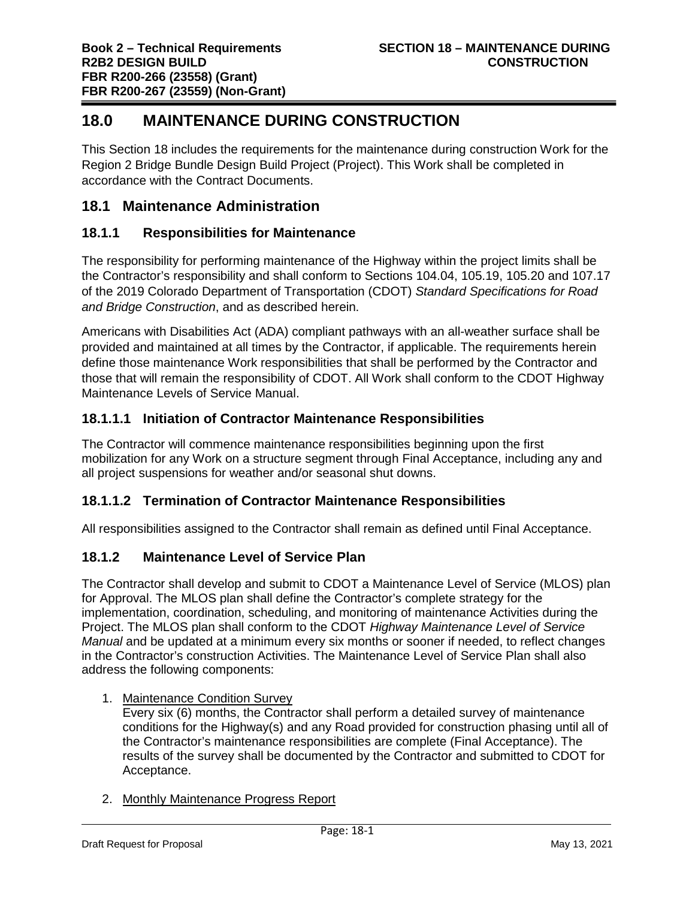# 18.0 MAINTENANCE DURING CONSTRUCTION

This Section 18 includes the requirements for the maintenance during construction Work for the Region 2 Bridge Bundle Design Build Project (Project). This Work shall be completed in accordance with the Contract Documents.

## 18.1 Maintenance Administration

### 18.1.1 Responsibilities for Maintenance

The responsibility for performing maintenance of the Highway within the project limits shall be the Contractor's responsibility and shall conform to Sections 104.04, 105.19, 105.20 and 107.17 of the 2019 Colorado Department of Transportation (CDOT) *Standard Specifications for Road and Bridge Construction*, and as described herein.

Americans with Disabilities Act (ADA) compliant pathways with an all-weather surface shall be provided and maintained at all times by the Contractor, if applicable. The requirements herein define those maintenance Work responsibilities that shall be performed by the Contractor and those that will remain the responsibility of CDOT. All Work shall conform to the CDOT Highway Maintenance Levels of Service Manual.

#### 18.1.1.1 Initiation of Contractor Maintenance Responsibilities

The Contractor will commence maintenance responsibilities beginning upon the first mobilization for any Work on a structure segment through Final Acceptance, including any and all project suspensions for weather and/or seasonal shut downs.

#### 18.1.1.2 Termination of Contractor Maintenance Responsibilities

All responsibilities assigned to the Contractor shall remain as defined until Final Acceptance.

### 18.1.2 Maintenance Level of Service Plan

The Contractor shall develop and submit to CDOT a Maintenance Level of Service (MLOS) plan for Approval. The MLOS plan shall define the Contractor's complete strategy for the implementation, coordination, scheduling, and monitoring of maintenance Activities during the Project. The MLOS plan shall conform to the CDOT *Highway Maintenance Level of Service Manual* and be updated at a minimum every six months or sooner if needed, to reflect changes in the Contractor's construction Activities. The Maintenance Level of Service Plan shall also address the following components:

1. Maintenance Condition Survey
   Every six (6) months, the Contractor shall perform a detailed survey of maintenance conditions for the Highway(s) and any Road provided for construction phasing until all of the Contractor's maintenance responsibilities are complete (Final Acceptance). The results of the survey shall be documented by the Contractor and submitted to CDOT for Acceptance.

2. Monthly Maintenance Progress Report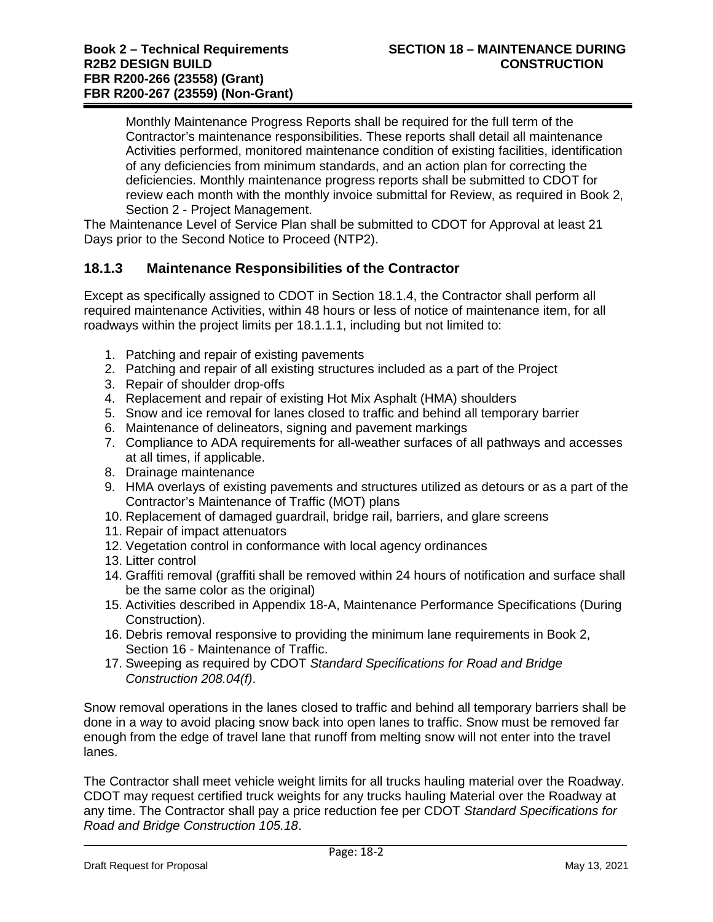Monthly Maintenance Progress Reports shall be required for the full term of the Contractor's maintenance responsibilities. These reports shall detail all maintenance Activities performed, monitored maintenance condition of existing facilities, identification of any deficiencies from minimum standards, and an action plan for correcting the deficiencies. Monthly maintenance progress reports shall be submitted to CDOT for review each month with the monthly invoice submittal for Review, as required in Book 2, Section 2 - Project Management.

The Maintenance Level of Service Plan shall be submitted to CDOT for Approval at least 21 Days prior to the Second Notice to Proceed (NTP2).

### 18.1.3 Maintenance Responsibilities of the Contractor

Except as specifically assigned to CDOT in Section 18.1.4, the Contractor shall perform all required maintenance Activities, within 48 hours or less of notice of maintenance item, for all roadways within the project limits per 18.1.1.1, including but not limited to:

1. Patching and repair of existing pavements
2. Patching and repair of all existing structures included as a part of the Project
3. Repair of shoulder drop-offs
4. Replacement and repair of existing Hot Mix Asphalt (HMA) shoulders
5. Snow and ice removal for lanes closed to traffic and behind all temporary barrier
6. Maintenance of delineators, signing and pavement markings
7. Compliance to ADA requirements for all-weather surfaces of all pathways and accesses at all times, if applicable.
8. Drainage maintenance
9. HMA overlays of existing pavements and structures utilized as detours or as a part of the Contractor's Maintenance of Traffic (MOT) plans
10. Replacement of damaged guardrail, bridge rail, barriers, and glare screens
11. Repair of impact attenuators
12. Vegetation control in conformance with local agency ordinances
13. Litter control
14. Graffiti removal (graffiti shall be removed within 24 hours of notification and surface shall be the same color as the original)
15. Activities described in Appendix 18-A, Maintenance Performance Specifications (During Construction).
16. Debris removal responsive to providing the minimum lane requirements in Book 2, Section 16 - Maintenance of Traffic.
17. Sweeping as required by CDOT *Standard Specifications for Road and Bridge Construction 208.04(f)*.

Snow removal operations in the lanes closed to traffic and behind all temporary barriers shall be done in a way to avoid placing snow back into open lanes to traffic. Snow must be removed far enough from the edge of travel lane that runoff from melting snow will not enter into the travel lanes.

The Contractor shall meet vehicle weight limits for all trucks hauling material over the Roadway. CDOT may request certified truck weights for any trucks hauling Material over the Roadway at any time. The Contractor shall pay a price reduction fee per CDOT *Standard Specifications for Road and Bridge Construction 105.18*.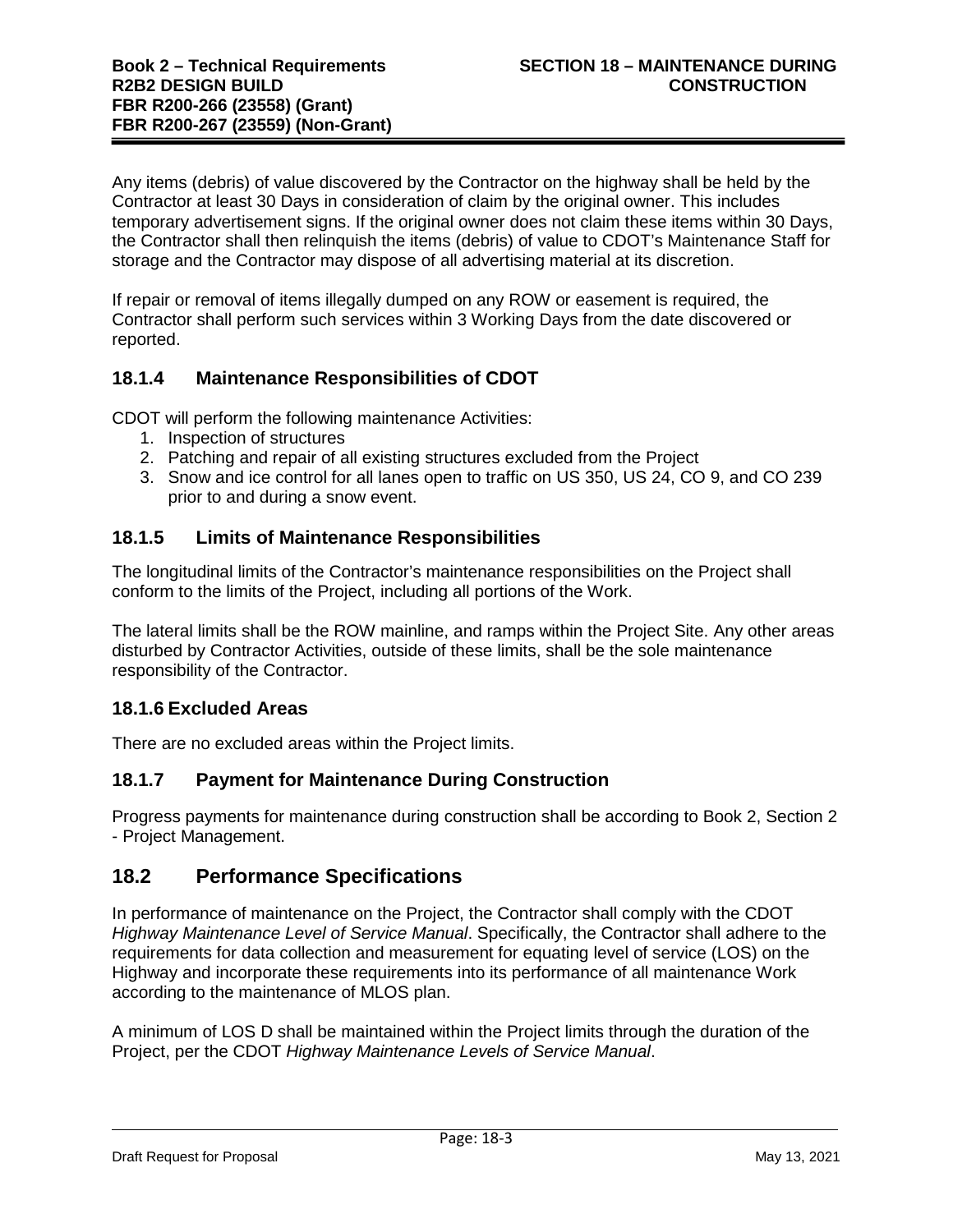Any items (debris) of value discovered by the Contractor on the highway shall be held by the Contractor at least 30 Days in consideration of claim by the original owner. This includes temporary advertisement signs. If the original owner does not claim these items within 30 Days, the Contractor shall then relinquish the items (debris) of value to CDOT's Maintenance Staff for storage and the Contractor may dispose of all advertising material at its discretion.

If repair or removal of items illegally dumped on any ROW or easement is required, the Contractor shall perform such services within 3 Working Days from the date discovered or reported.

### 18.1.4 Maintenance Responsibilities of CDOT

CDOT will perform the following maintenance Activities:

1. Inspection of structures
2. Patching and repair of all existing structures excluded from the Project
3. Snow and ice control for all lanes open to traffic on US 350, US 24, CO 9, and CO 239 prior to and during a snow event.

### 18.1.5 Limits of Maintenance Responsibilities

The longitudinal limits of the Contractor's maintenance responsibilities on the Project shall conform to the limits of the Project, including all portions of the Work.

The lateral limits shall be the ROW mainline, and ramps within the Project Site. Any other areas disturbed by Contractor Activities, outside of these limits, shall be the sole maintenance responsibility of the Contractor.

### 18.1.6 Excluded Areas

There are no excluded areas within the Project limits.

### 18.1.7 Payment for Maintenance During Construction

Progress payments for maintenance during construction shall be according to Book 2, Section 2 - Project Management.

## 18.2 Performance Specifications

In performance of maintenance on the Project, the Contractor shall comply with the CDOT *Highway Maintenance Level of Service Manual*. Specifically, the Contractor shall adhere to the requirements for data collection and measurement for equating level of service (LOS) on the Highway and incorporate these requirements into its performance of all maintenance Work according to the maintenance of MLOS plan.

A minimum of LOS D shall be maintained within the Project limits through the duration of the Project, per the CDOT *Highway Maintenance Levels of Service Manual*.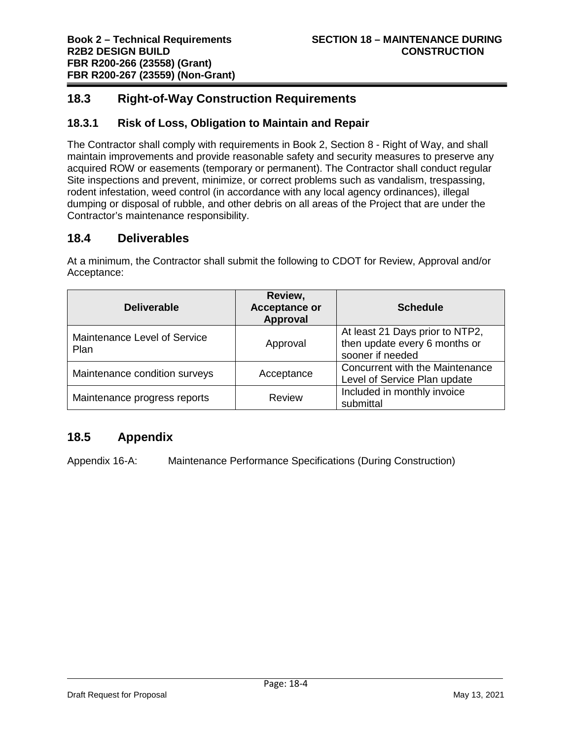## 18.3 Right-of-Way Construction Requirements

### 18.3.1 Risk of Loss, Obligation to Maintain and Repair

The Contractor shall comply with requirements in Book 2, Section 8 - Right of Way, and shall maintain improvements and provide reasonable safety and security measures to preserve any acquired ROW or easements (temporary or permanent). The Contractor shall conduct regular Site inspections and prevent, minimize, or correct problems such as vandalism, trespassing, rodent infestation, weed control (in accordance with any local agency ordinances), illegal dumping or disposal of rubble, and other debris on all areas of the Project that are under the Contractor's maintenance responsibility.

## 18.4 Deliverables

At a minimum, the Contractor shall submit the following to CDOT for Review, Approval and/or Acceptance:

| Deliverable | Review, Acceptance or Approval | Schedule |
|---|---|---|
| Maintenance Level of Service Plan | Approval | At least 21 Days prior to NTP2, then update every 6 months or sooner if needed |
| Maintenance condition surveys | Acceptance | Concurrent with the Maintenance Level of Service Plan update |
| Maintenance progress reports | Review | Included in monthly invoice submittal |

## 18.5 Appendix

Appendix 16-A: Maintenance Performance Specifications (During Construction)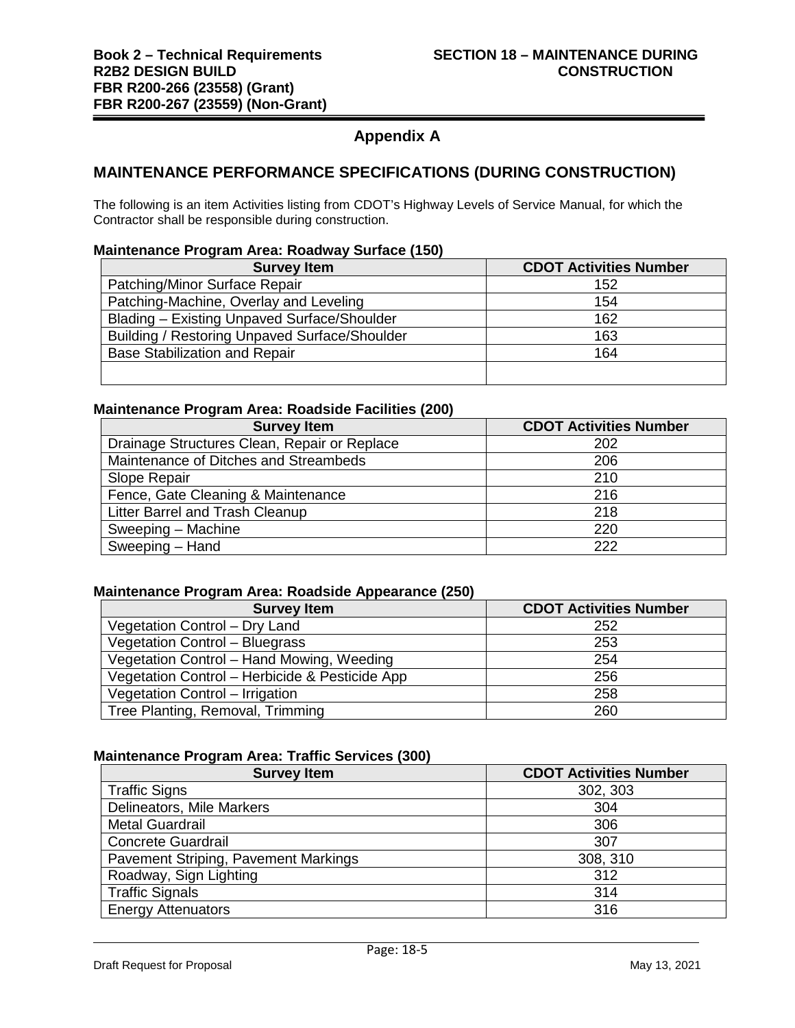## Appendix A

## MAINTENANCE PERFORMANCE SPECIFICATIONS (DURING CONSTRUCTION)

The following is an item Activities listing from CDOT's Highway Levels of Service Manual, for which the Contractor shall be responsible during construction.

**Maintenance Program Area: Roadway Surface (150)**

| Survey Item | CDOT Activities Number |
|---|---|
| Patching/Minor Surface Repair | 152 |
| Patching-Machine, Overlay and Leveling | 154 |
| Blading – Existing Unpaved Surface/Shoulder | 162 |
| Building / Restoring Unpaved Surface/Shoulder | 163 |
| Base Stabilization and Repair | 164 |
| | |

**Maintenance Program Area: Roadside Facilities (200)**

| Survey Item | CDOT Activities Number |
|---|---|
| Drainage Structures Clean, Repair or Replace | 202 |
| Maintenance of Ditches and Streambeds | 206 |
| Slope Repair | 210 |
| Fence, Gate Cleaning & Maintenance | 216 |
| Litter Barrel and Trash Cleanup | 218 |
| Sweeping – Machine | 220 |
| Sweeping – Hand | 222 |

**Maintenance Program Area: Roadside Appearance (250)**

| Survey Item | CDOT Activities Number |
|---|---|
| Vegetation Control – Dry Land | 252 |
| Vegetation Control – Bluegrass | 253 |
| Vegetation Control – Hand Mowing, Weeding | 254 |
| Vegetation Control – Herbicide & Pesticide App | 256 |
| Vegetation Control – Irrigation | 258 |
| Tree Planting, Removal, Trimming | 260 |

**Maintenance Program Area: Traffic Services (300)**

| Survey Item | CDOT Activities Number |
|---|---|
| Traffic Signs | 302, 303 |
| Delineators, Mile Markers | 304 |
| Metal Guardrail | 306 |
| Concrete Guardrail | 307 |
| Pavement Striping, Pavement Markings | 308, 310 |
| Roadway, Sign Lighting | 312 |
| Traffic Signals | 314 |
| Energy Attenuators | 316 |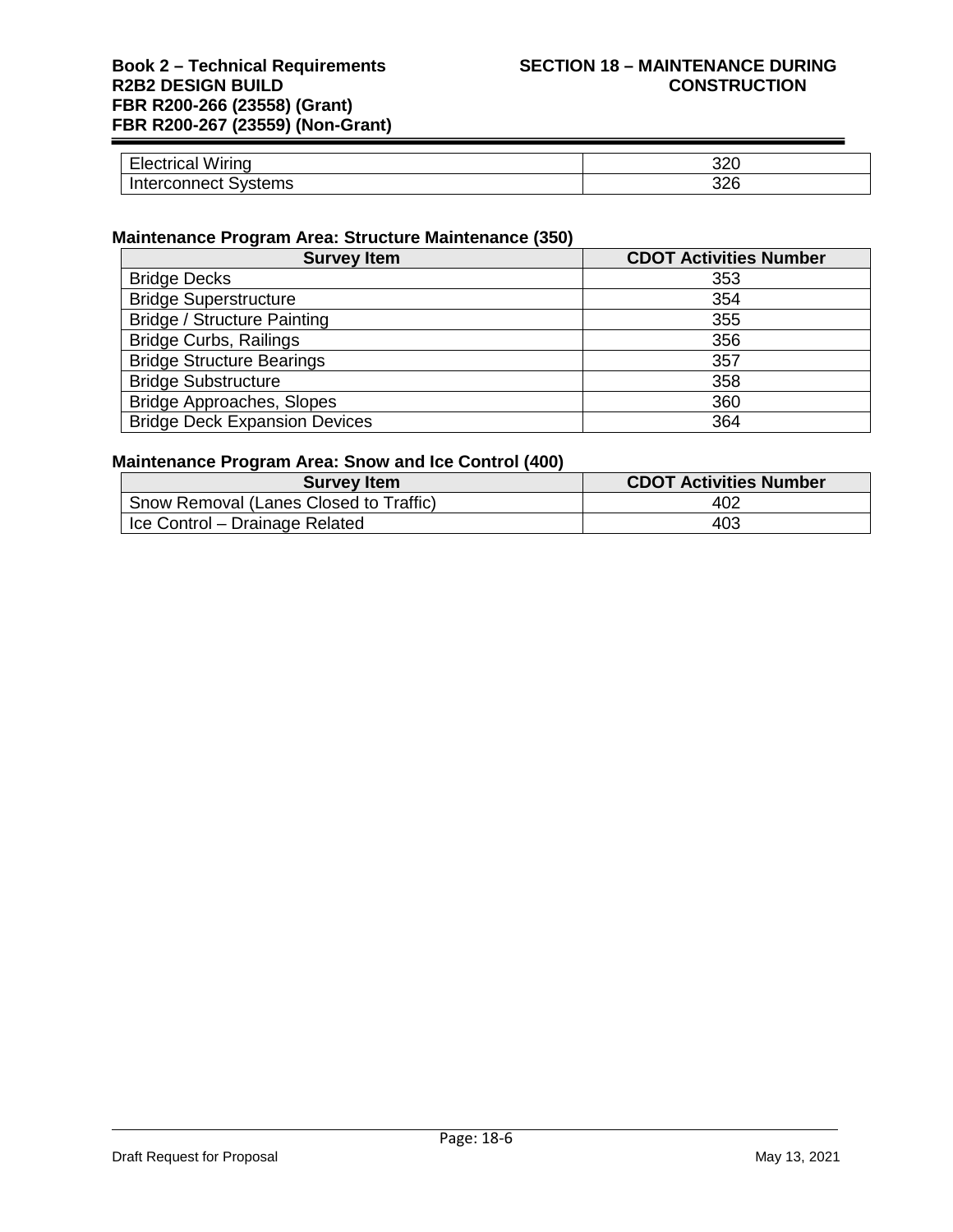| | |
|---|---|
| Electrical Wiring | 320 |
| Interconnect Systems | 326 |

**Maintenance Program Area: Structure Maintenance (350)**

| Survey Item | CDOT Activities Number |
|---|---|
| Bridge Decks | 353 |
| Bridge Superstructure | 354 |
| Bridge / Structure Painting | 355 |
| Bridge Curbs, Railings | 356 |
| Bridge Structure Bearings | 357 |
| Bridge Substructure | 358 |
| Bridge Approaches, Slopes | 360 |
| Bridge Deck Expansion Devices | 364 |

**Maintenance Program Area: Snow and Ice Control (400)**

| Survey Item | CDOT Activities Number |
|---|---|
| Snow Removal (Lanes Closed to Traffic) | 402 |
| Ice Control – Drainage Related | 403 |